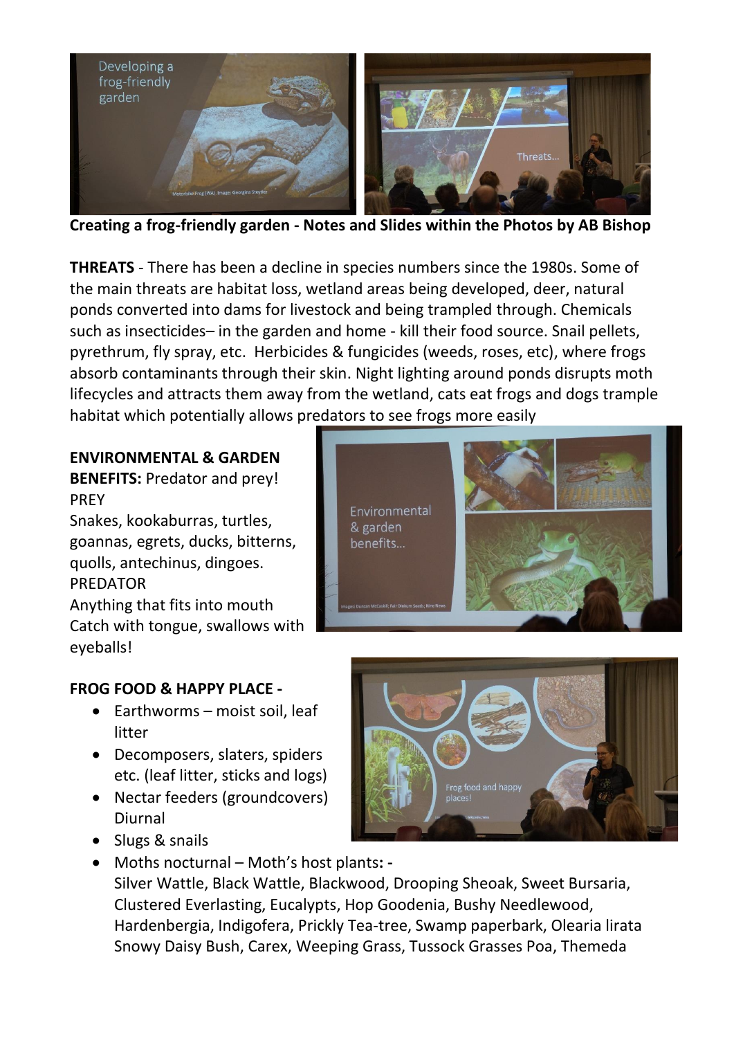**Creating a frog-friendly garden - Notes and Slides within the Photos by AB Bishop**

**THREATS** - There has been a decline in species numbers since the 1980s. Some of the main threats are habitat loss, wetland areas being developed, deer, natural ponds converted into dams for livestock and being trampled through. Chemicals such as insecticides– in the garden and home - kill their food source. Snail pellets, pyrethrum, fly spray, etc. Herbicides & fungicides (weeds, roses, etc), where frogs absorb contaminants through their skin. Night lighting around ponds disrupts moth lifecycles and attracts them away from the wetland, cats eat frogs and dogs trample habitat which potentially allows predators to see frogs more easily

**ENVIRONMENTAL & GARDEN BENEFITS:** Predator and prey!

PREY

Snakes, kookaburras, turtles, goannas, egrets, ducks, bitterns, quolls, antechinus, dingoes.

PREDATOR

Anything that fits into mouth

Catch with tongue, swallows with eyeballs!

**FROG FOOD & HAPPY PLACE -**

- Earthworms – moist soil, leaf litter
- Decomposers, slaters, spiders etc. (leaf litter, sticks and logs)
- Nectar feeders (groundcovers) Diurnal
- Slugs & snails
- Moths nocturnal – Moth's host plants**: -**
  Silver Wattle, Black Wattle, Blackwood, Drooping Sheoak, Sweet Bursaria, Clustered Everlasting, Eucalypts, Hop Goodenia, Bushy Needlewood, Hardenbergia, Indigofera, Prickly Tea-tree, Swamp paperbark, Olearia lirata Snowy Daisy Bush, Carex, Weeping Grass, Tussock Grasses Poa, Themeda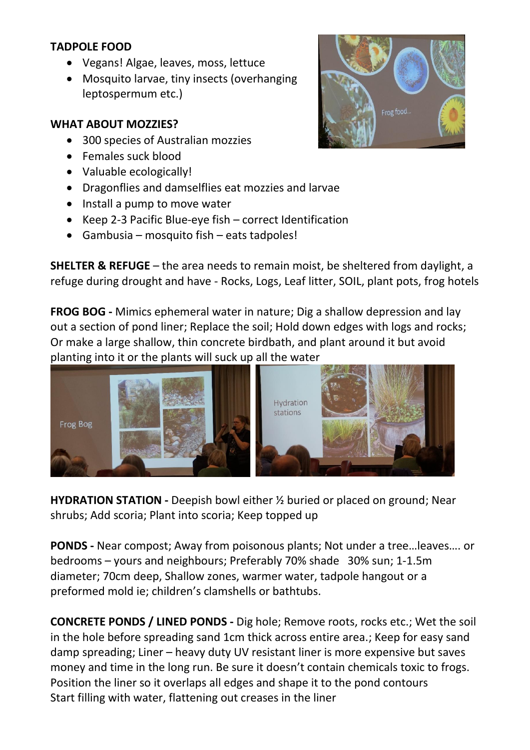**TADPOLE FOOD**

- Vegans! Algae, leaves, moss, lettuce
- Mosquito larvae, tiny insects (overhanging leptospermum etc.)

**WHAT ABOUT MOZZIES?**

- 300 species of Australian mozzies
- Females suck blood
- Valuable ecologically!
- Dragonflies and damselflies eat mozzies and larvae
- Install a pump to move water
- Keep 2-3 Pacific Blue-eye fish – correct Identification
- Gambusia – mosquito fish – eats tadpoles!

**SHELTER & REFUGE** – the area needs to remain moist, be sheltered from daylight, a refuge during drought and have - Rocks, Logs, Leaf litter, SOIL, plant pots, frog hotels

**FROG BOG -** Mimics ephemeral water in nature; Dig a shallow depression and lay out a section of pond liner; Replace the soil; Hold down edges with logs and rocks; Or make a large shallow, thin concrete birdbath, and plant around it but avoid planting into it or the plants will suck up all the water

**HYDRATION STATION -** Deepish bowl either ½ buried or placed on ground; Near shrubs; Add scoria; Plant into scoria; Keep topped up

**PONDS -** Near compost; Away from poisonous plants; Not under a tree…leaves…. or bedrooms – yours and neighbours; Preferably 70% shade 30% sun; 1-1.5m diameter; 70cm deep, Shallow zones, warmer water, tadpole hangout or a preformed mold ie; children's clamshells or bathtubs.

**CONCRETE PONDS / LINED PONDS -** Dig hole; Remove roots, rocks etc.; Wet the soil in the hole before spreading sand 1cm thick across entire area.; Keep for easy sand damp spreading; Liner – heavy duty UV resistant liner is more expensive but saves money and time in the long run. Be sure it doesn't contain chemicals toxic to frogs. Position the liner so it overlaps all edges and shape it to the pond contours
Start filling with water, flattening out creases in the liner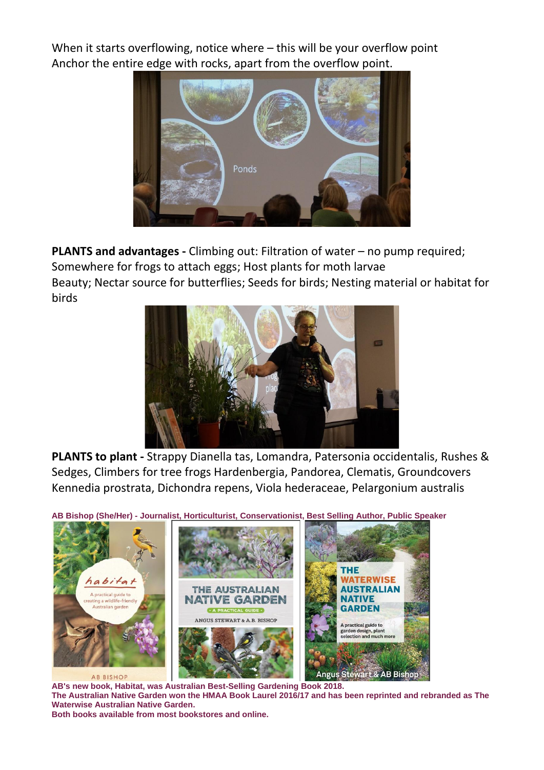When it starts overflowing, notice where – this will be your overflow point
Anchor the entire edge with rocks, apart from the overflow point.

**PLANTS and advantages -** Climbing out: Filtration of water – no pump required; Somewhere for frogs to attach eggs; Host plants for moth larvae
Beauty; Nectar source for butterflies; Seeds for birds; Nesting material or habitat for birds

**PLANTS to plant -** Strappy Dianella tas, Lomandra, Patersonia occidentalis, Rushes & Sedges, Climbers for tree frogs Hardenbergia, Pandorea, Clematis, Groundcovers Kennedia prostrata, Dichondra repens, Viola hederaceae, Pelargonium australis

**AB Bishop (She/Her) - Journalist, Horticulturist, Conservationist, Best Selling Author, Public Speaker**

**AB's new book, Habitat, was Australian Best-Selling Gardening Book 2018.**
**The Australian Native Garden won the HMAA Book Laurel 2016/17 and has been reprinted and rebranded as The Waterwise Australian Native Garden.**
**Both books available from most bookstores and online.**